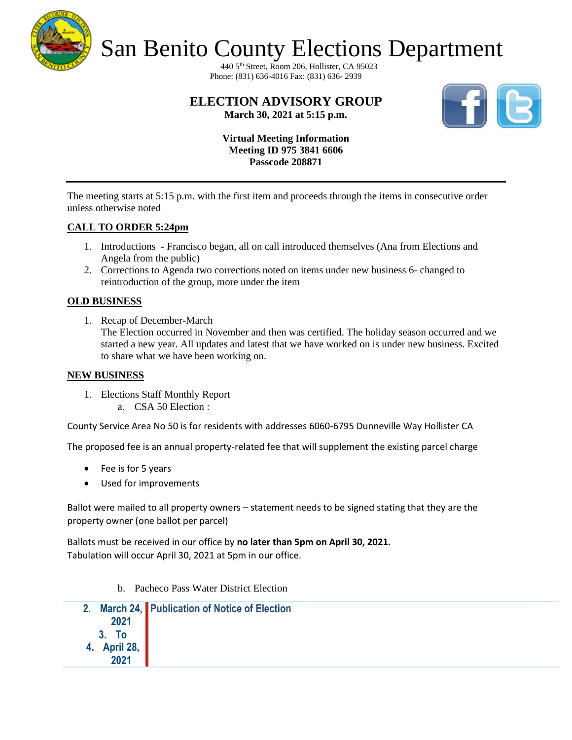# San Benito County Elections Department

440 5th Street, Room 206, Hollister, CA 95023
Phone: (831) 636-4016 Fax: (831) 636- 2939

## ELECTION ADVISORY GROUP

**March 30, 2021 at 5:15 p.m.**

**Virtual Meeting Information**
**Meeting ID 975 3841 6606**
**Passcode 208871**

---

The meeting starts at 5:15 p.m. with the first item and proceeds through the items in consecutive order unless otherwise noted

**CALL TO ORDER 5:24pm**

1. Introductions - Francisco began, all on call introduced themselves (Ana from Elections and Angela from the public)
2. Corrections to Agenda two corrections noted on items under new business 6- changed to reintroduction of the group, more under the item

**OLD BUSINESS**

1. Recap of December-March
   The Election occurred in November and then was certified. The holiday season occurred and we started a new year. All updates and latest that we have worked on is under new business. Excited to share what we have been working on.

**NEW BUSINESS**

1. Elections Staff Monthly Report
   a. CSA 50 Election :

County Service Area No 50 is for residents with addresses 6060-6795 Dunneville Way Hollister CA

The proposed fee is an annual property-related fee that will supplement the existing parcel charge

- Fee is for 5 years
- Used for improvements

Ballot were mailed to all property owners – statement needs to be signed stating that they are the property owner (one ballot per parcel)

Ballots must be received in our office by **no later than 5pm on April 30, 2021.**
Tabulation will occur April 30, 2021 at 5pm in our office.

b. Pacheco Pass Water District Election

| | |
|---|---|
| **2. March 24, 2021 3. To 4. April 28, 2021** | **Publication of Notice of Election** |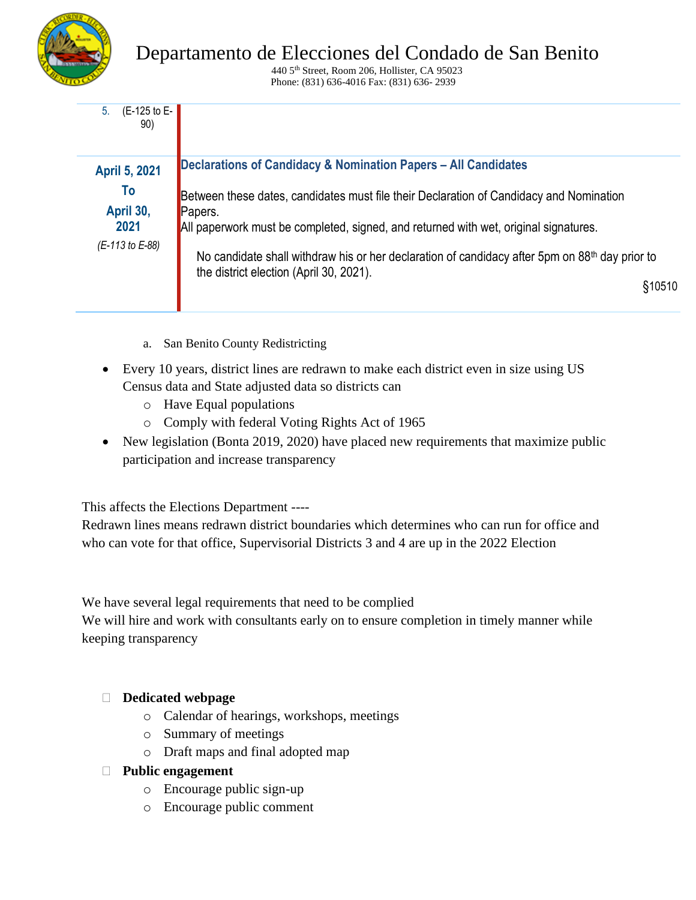| | |
|---|---|
| 5. (E-125 to E-90) | |
| **April 5, 2021 To April 30, 2021** *(E-113 to E-88)* | **Declarations of Candidacy & Nomination Papers – All Candidates**<br><br>Between these dates, candidates must file their Declaration of Candidacy and Nomination Papers.<br>All paperwork must be completed, signed, and returned with wet, original signatures.<br><br>No candidate shall withdraw his or her declaration of candidacy after 5pm on 88th day prior to the district election (April 30, 2021).<br><br>§10510 |

a. San Benito County Redistricting

- Every 10 years, district lines are redrawn to make each district even in size using US Census data and State adjusted data so districts can
  - Have Equal populations
  - Comply with federal Voting Rights Act of 1965
- New legislation (Bonta 2019, 2020) have placed new requirements that maximize public participation and increase transparency

This affects the Elections Department ----
Redrawn lines means redrawn district boundaries which determines who can run for office and who can vote for that office, Supervisorial Districts 3 and 4 are up in the 2022 Election

We have several legal requirements that need to be complied
We will hire and work with consultants early on to ensure completion in timely manner while keeping transparency

- **Dedicated webpage**
  - Calendar of hearings, workshops, meetings
  - Summary of meetings
  - Draft maps and final adopted map
- **Public engagement**
  - Encourage public sign-up
  - Encourage public comment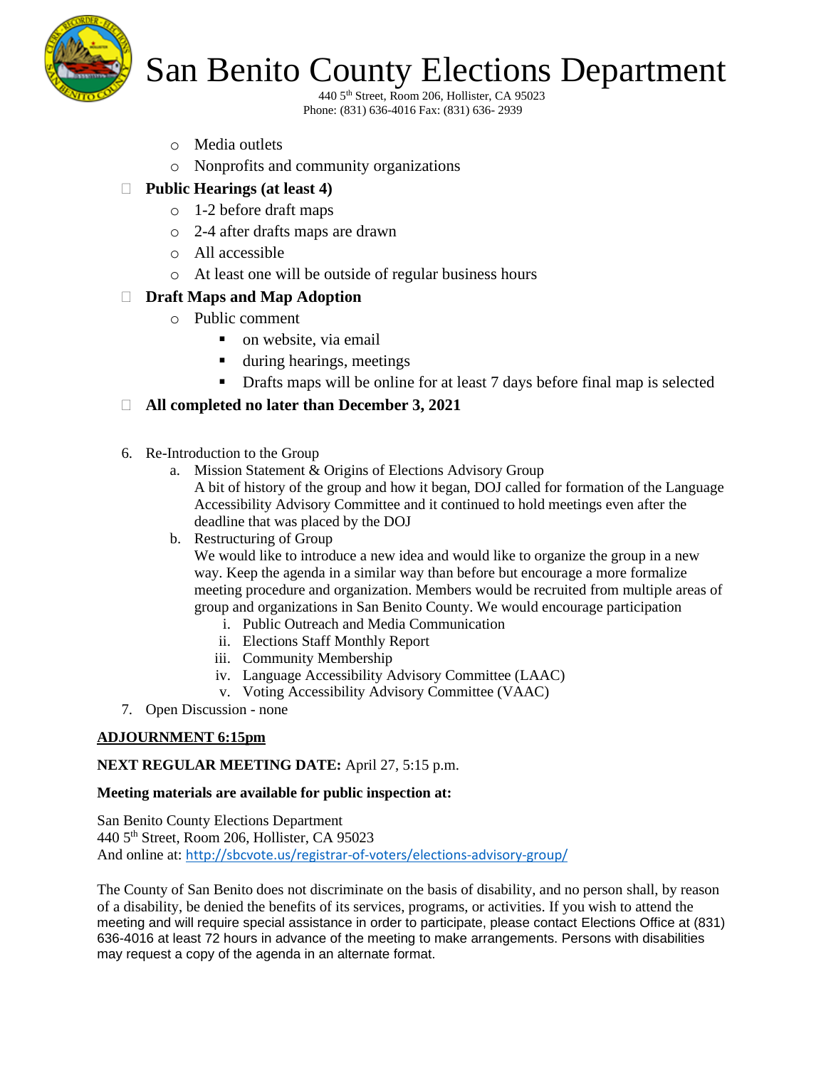- Media outlets
  - Nonprofits and community organizations
- **Public Hearings (at least 4)**
  - 1-2 before draft maps
  - 2-4 after drafts maps are drawn
  - All accessible
  - At least one will be outside of regular business hours
- **Draft Maps and Map Adoption**
  - Public comment
    - on website, via email
    - during hearings, meetings
    - Drafts maps will be online for at least 7 days before final map is selected
- **All completed no later than December 3, 2021**

6. Re-Introduction to the Group
   a. Mission Statement & Origins of Elections Advisory Group
      A bit of history of the group and how it began, DOJ called for formation of the Language Accessibility Advisory Committee and it continued to hold meetings even after the deadline that was placed by the DOJ
   b. Restructuring of Group
      We would like to introduce a new idea and would like to organize the group in a new way. Keep the agenda in a similar way than before but encourage a more formalize meeting procedure and organization. Members would be recruited from multiple areas of group and organizations in San Benito County. We would encourage participation
      i. Public Outreach and Media Communication
      ii. Elections Staff Monthly Report
      iii. Community Membership
      iv. Language Accessibility Advisory Committee (LAAC)
      v. Voting Accessibility Advisory Committee (VAAC)
7. Open Discussion - none

**ADJOURNMENT 6:15pm**

**NEXT REGULAR MEETING DATE:** April 27, 5:15 p.m.

**Meeting materials are available for public inspection at:**

San Benito County Elections Department
440 5th Street, Room 206, Hollister, CA 95023
And online at: http://sbcvote.us/registrar-of-voters/elections-advisory-group/

The County of San Benito does not discriminate on the basis of disability, and no person shall, by reason of a disability, be denied the benefits of its services, programs, or activities. If you wish to attend the meeting and will require special assistance in order to participate, please contact Elections Office at (831) 636-4016 at least 72 hours in advance of the meeting to make arrangements. Persons with disabilities may request a copy of the agenda in an alternate format.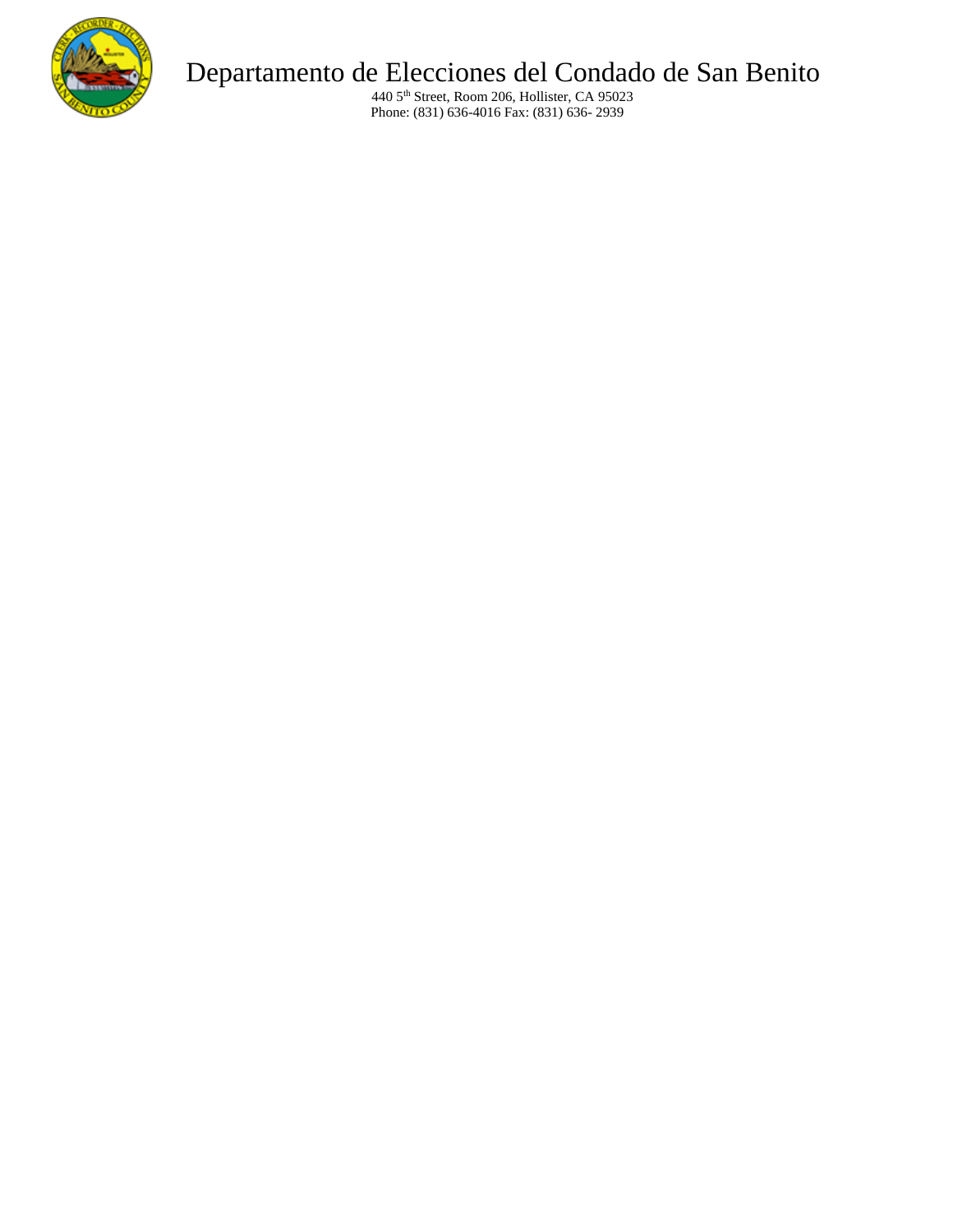# Departamento de Elecciones del Condado de San Benito

440 5th Street, Room 206, Hollister, CA 95023

Phone: (831) 636-4016 Fax: (831) 636- 2939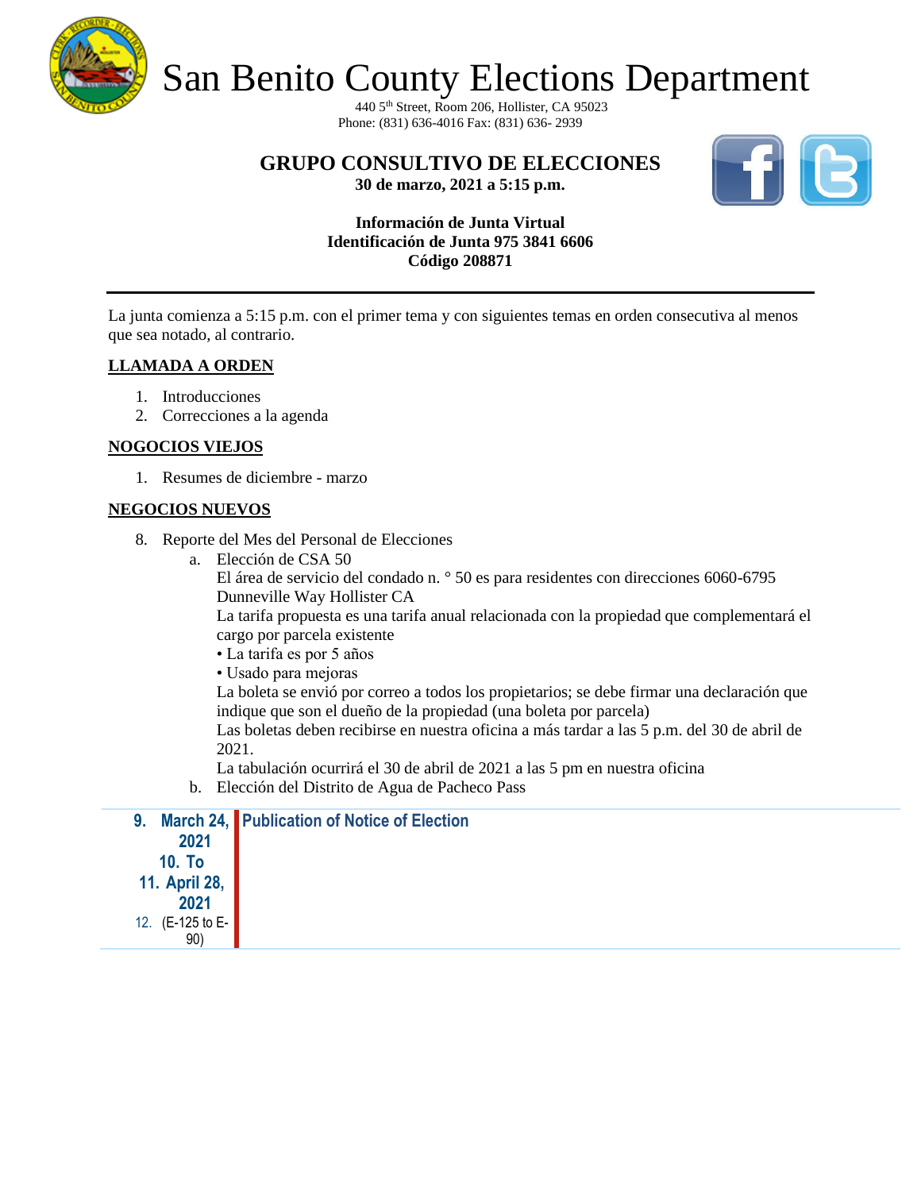# San Benito County Elections Department

440 5th Street, Room 206, Hollister, CA 95023
Phone: (831) 636-4016 Fax: (831) 636- 2939

## GRUPO CONSULTIVO DE ELECCIONES

**30 de marzo, 2021 a 5:15 p.m.**

**Información de Junta Virtual**
**Identificación de Junta 975 3841 6606**
**Código 208871**

---

La junta comienza a 5:15 p.m. con el primer tema y con siguientes temas en orden consecutiva al menos que sea notado, al contrario.

**LLAMADA A ORDEN**

1. Introducciones
2. Correcciones a la agenda

**NOGOCIOS VIEJOS**

1. Resumes de diciembre - marzo

**NEGOCIOS NUEVOS**

8. Reporte del Mes del Personal de Elecciones
   a. Elección de CSA 50
      El área de servicio del condado n. ° 50 es para residentes con direcciones 6060-6795 Dunneville Way Hollister CA
      La tarifa propuesta es una tarifa anual relacionada con la propiedad que complementará el cargo por parcela existente
      • La tarifa es por 5 años
      • Usado para mejoras
      La boleta se envió por correo a todos los propietarios; se debe firmar una declaración que indique que son el dueño de la propiedad (una boleta por parcela)
      Las boletas deben recibirse en nuestra oficina a más tardar a las 5 p.m. del 30 de abril de 2021.
      La tabulación ocurrirá el 30 de abril de 2021 a las 5 pm en nuestra oficina
   b. Elección del Distrito de Agua de Pacheco Pass

| 9. March 24, 2021 10. To 11. April 28, 2021 12. (E-125 to E-90) | Publication of Notice of Election |
|---|---|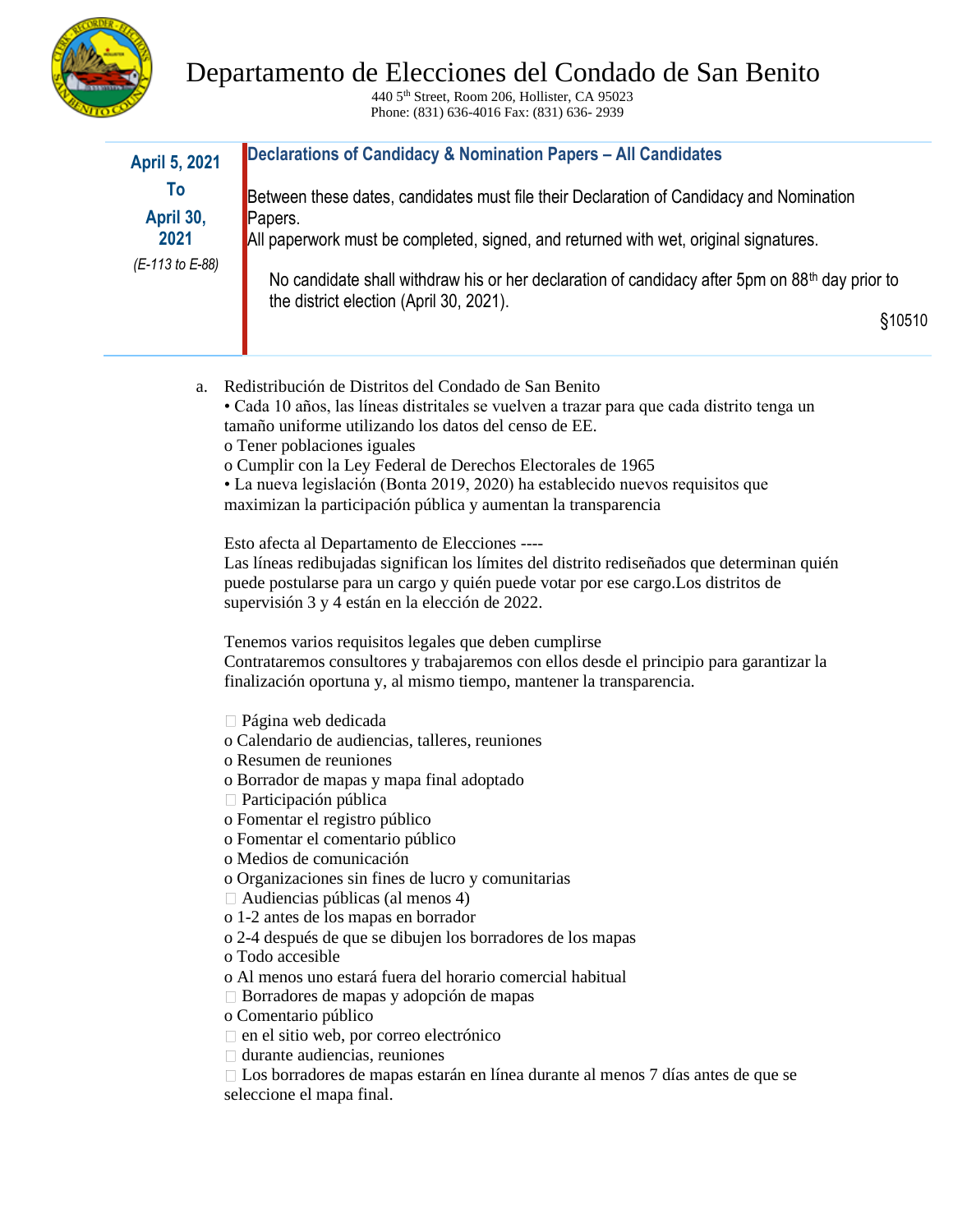# Departamento de Elecciones del Condado de San Benito

440 5th Street, Room 206, Hollister, CA 95023
Phone: (831) 636-4016 Fax: (831) 636- 2939

| | |
|---|---|
| **April 5, 2021 To April 30, 2021** *(E-113 to E-88)* | **Declarations of Candidacy & Nomination Papers – All Candidates**<br><br>Between these dates, candidates must file their Declaration of Candidacy and Nomination Papers.<br>All paperwork must be completed, signed, and returned with wet, original signatures.<br><br>No candidate shall withdraw his or her declaration of candidacy after 5pm on 88th day prior to the district election (April 30, 2021).<br><br>§10510 |

a. Redistribución de Distritos del Condado de San Benito
• Cada 10 años, las líneas distritales se vuelven a trazar para que cada distrito tenga un tamaño uniforme utilizando los datos del censo de EE.
o Tener poblaciones iguales
o Cumplir con la Ley Federal de Derechos Electorales de 1965
• La nueva legislación (Bonta 2019, 2020) ha establecido nuevos requisitos que maximizan la participación pública y aumentan la transparencia

Esto afecta al Departamento de Elecciones ----
Las líneas redibujadas significan los límites del distrito rediseñados que determinan quién puede postularse para un cargo y quién puede votar por ese cargo.Los distritos de supervisión 3 y 4 están en la elección de 2022.

Tenemos varios requisitos legales que deben cumplirse
Contrataremos consultores y trabajaremos con ellos desde el principio para garantizar la finalización oportuna y, al mismo tiempo, mantener la transparencia.

- Página web dedicada
  - o Calendario de audiencias, talleres, reuniones
  - o Resumen de reuniones
  - o Borrador de mapas y mapa final adoptado
- Participación pública
  - o Fomentar el registro público
  - o Fomentar el comentario público
  - o Medios de comunicación
  - o Organizaciones sin fines de lucro y comunitarias
- Audiencias públicas (al menos 4)
  - o 1-2 antes de los mapas en borrador
  - o 2-4 después de que se dibujen los borradores de los mapas
  - o Todo accesible
  - o Al menos uno estará fuera del horario comercial habitual
- Borradores de mapas y adopción de mapas
  - o Comentario público
    - en el sitio web, por correo electrónico
    - durante audiencias, reuniones
  - Los borradores de mapas estarán en línea durante al menos 7 días antes de que se seleccione el mapa final.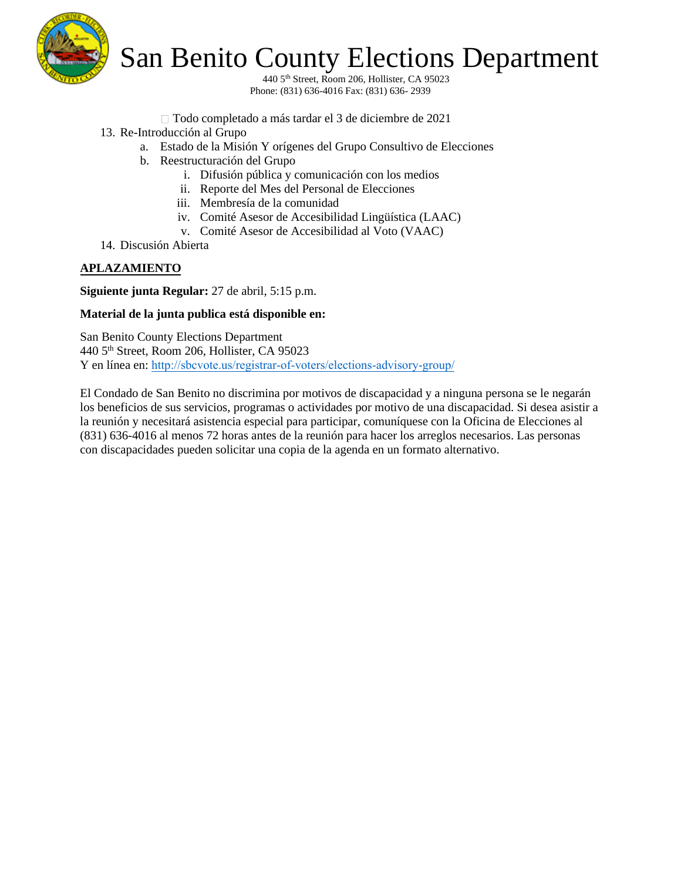- Todo completado a más tardar el 3 de diciembre de 2021

13. Re-Introducción al Grupo
    a. Estado de la Misión Y orígenes del Grupo Consultivo de Elecciones
    b. Reestructuración del Grupo
        i. Difusión pública y comunicación con los medios
        ii. Reporte del Mes del Personal de Elecciones
        iii. Membresía de la comunidad
        iv. Comité Asesor de Accesibilidad Lingüística (LAAC)
        v. Comité Asesor de Accesibilidad al Voto (VAAC)
14. Discusión Abierta

**APLAZAMIENTO**

**Siguiente junta Regular:** 27 de abril, 5:15 p.m.

**Material de la junta publica está disponible en:**

San Benito County Elections Department
440 5th Street, Room 206, Hollister, CA 95023
Y en línea en: http://sbcvote.us/registrar-of-voters/elections-advisory-group/

El Condado de San Benito no discrimina por motivos de discapacidad y a ninguna persona se le negarán los beneficios de sus servicios, programas o actividades por motivo de una discapacidad. Si desea asistir a la reunión y necesitará asistencia especial para participar, comuníquese con la Oficina de Elecciones al (831) 636-4016 al menos 72 horas antes de la reunión para hacer los arreglos necesarios. Las personas con discapacidades pueden solicitar una copia de la agenda en un formato alternativo.